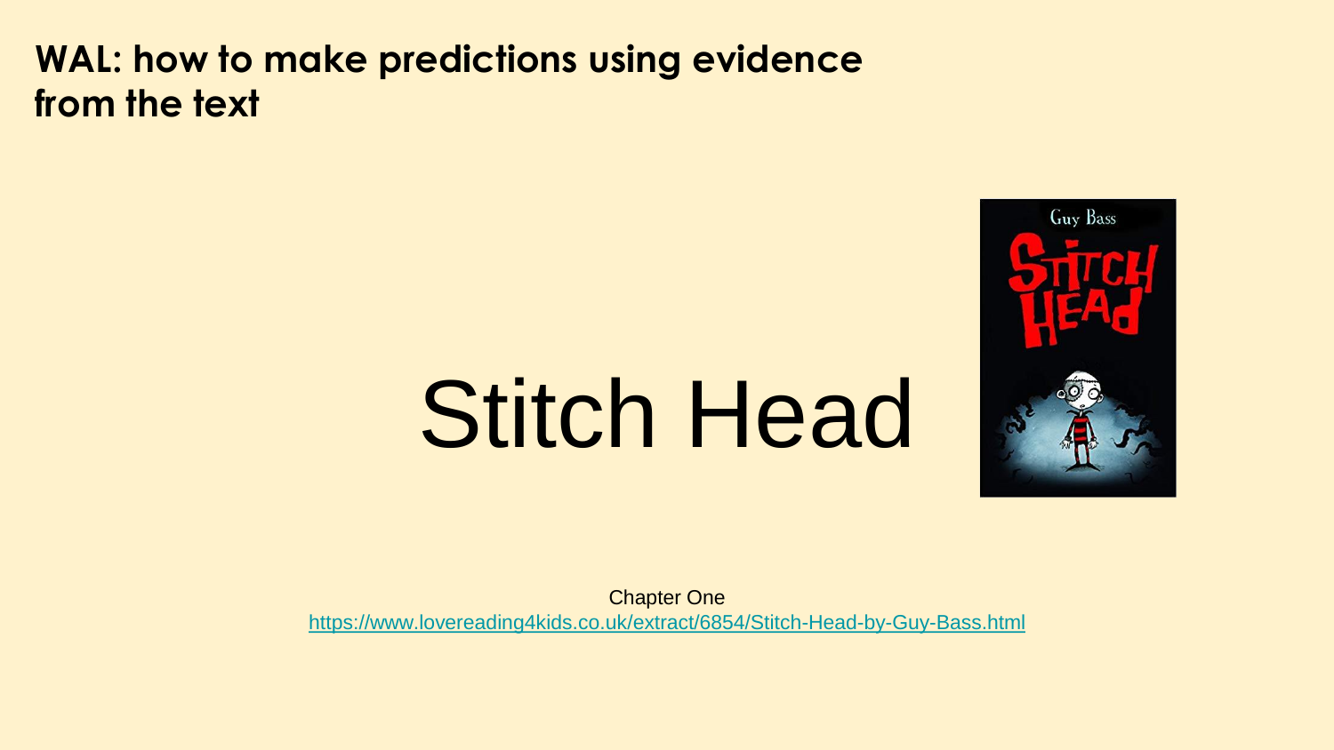**WAL: how to make predictions using evidence from the text**

# Stitch Head

Chapter One

https://www.lovereading4kids.co.uk/extract/6854/Stitch-Head-by-Guy-Bass.html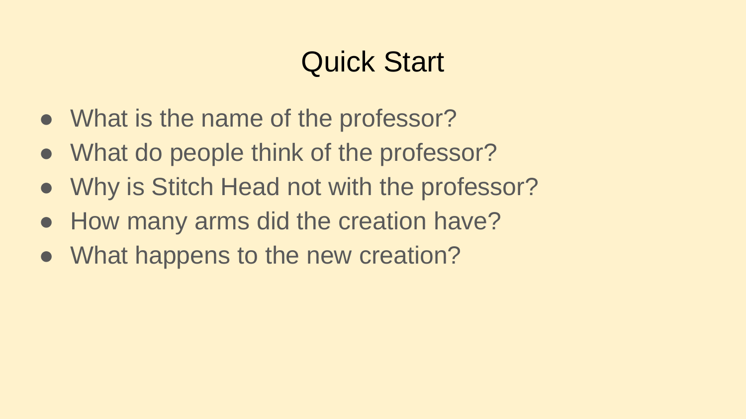# Quick Start

- What is the name of the professor?
- What do people think of the professor?
- Why is Stitch Head not with the professor?
- How many arms did the creation have?
- What happens to the new creation?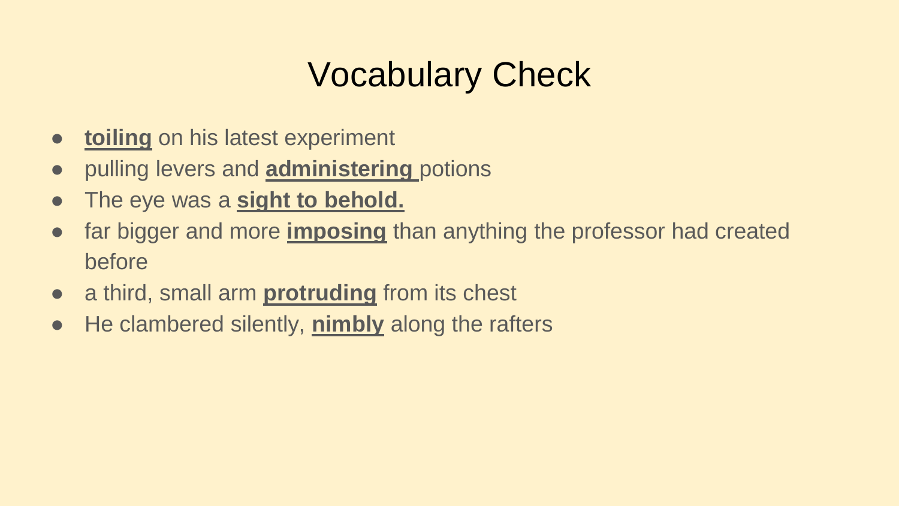# Vocabulary Check

- **toiling** on his latest experiment
- pulling levers and **administering** potions
- The eye was a **sight to behold.**
- far bigger and more **imposing** than anything the professor had created before
- a third, small arm **protruding** from its chest
- He clambered silently, **nimbly** along the rafters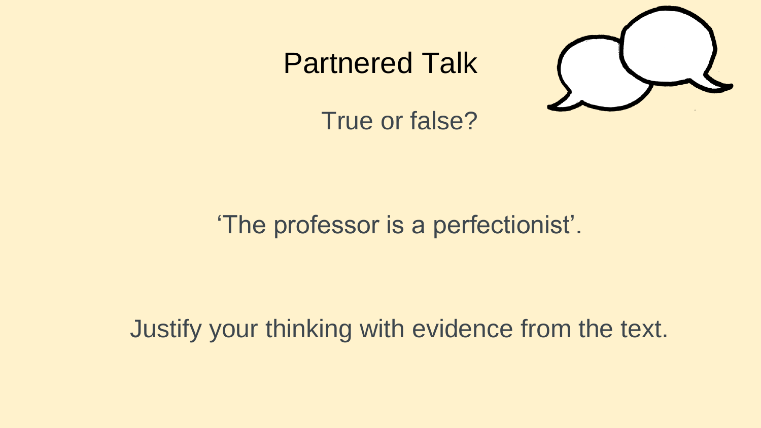# Partnered Talk

True or false?

‘The professor is a perfectionist’.

Justify your thinking with evidence from the text.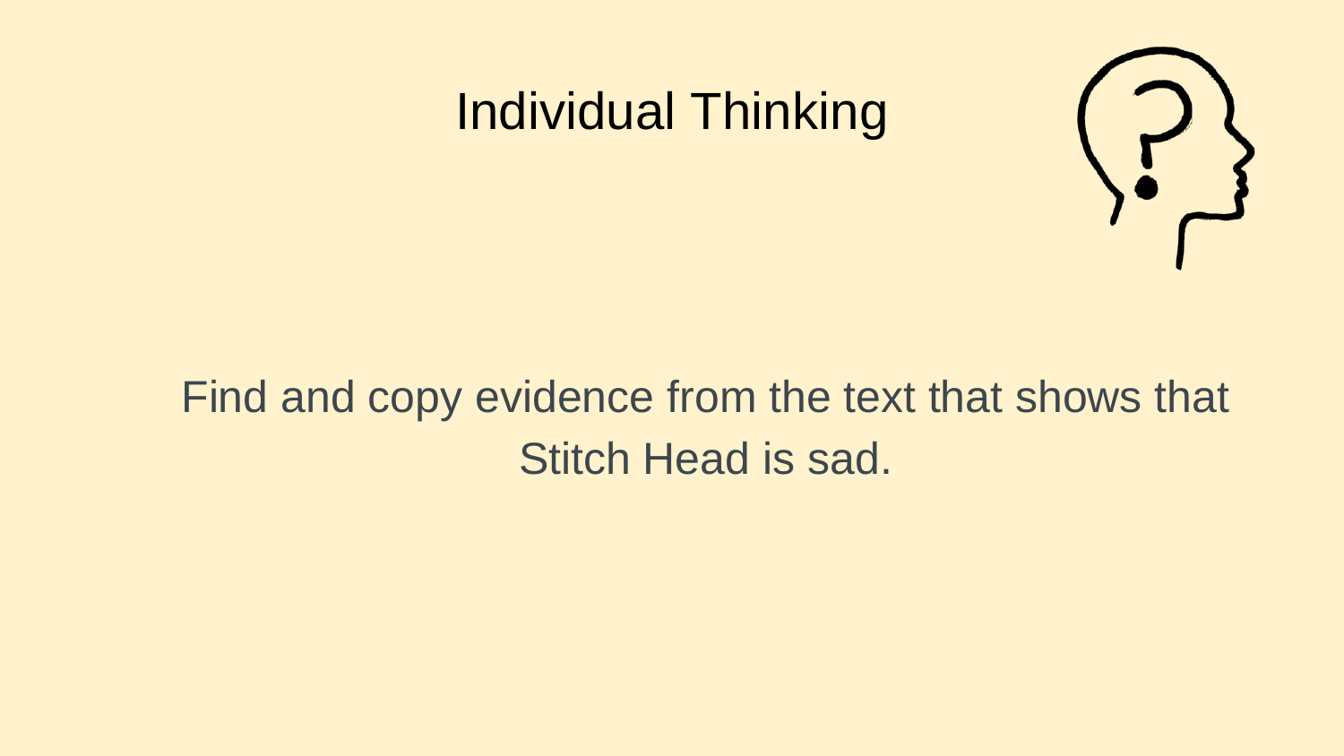# Individual Thinking

Find and copy evidence from the text that shows that Stitch Head is sad.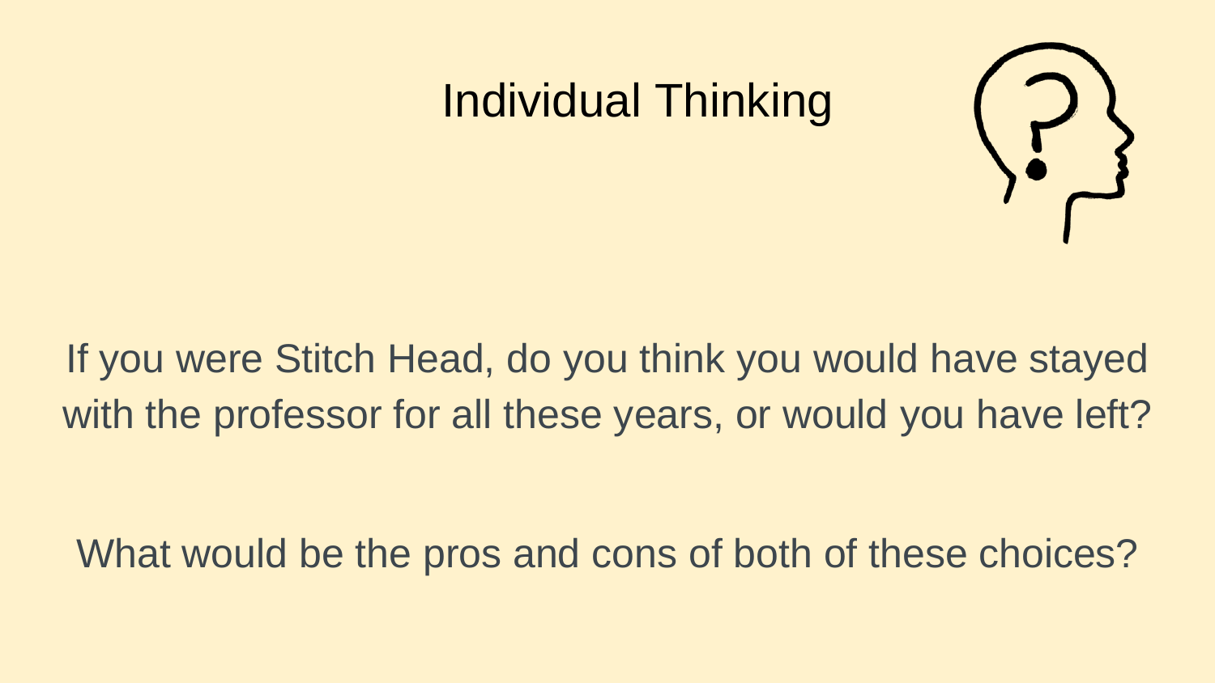# Individual Thinking

If you were Stitch Head, do you think you would have stayed with the professor for all these years, or would you have left?

What would be the pros and cons of both of these choices?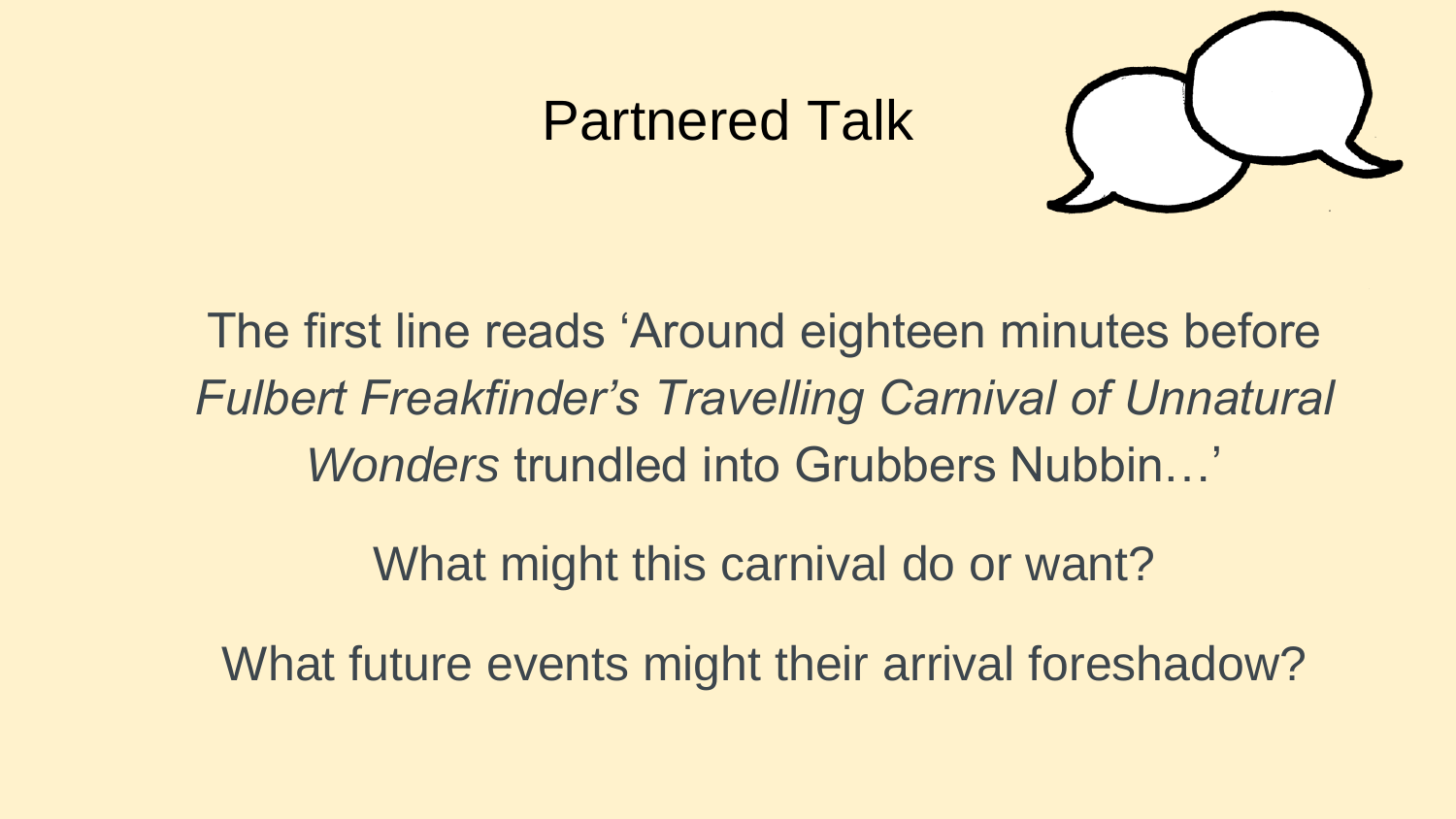# Partnered Talk

The first line reads ‘Around eighteen minutes before *Fulbert Freakfinder’s Travelling Carnival of Unnatural Wonders* trundled into Grubbers Nubbin…’

What might this carnival do or want?

What future events might their arrival foreshadow?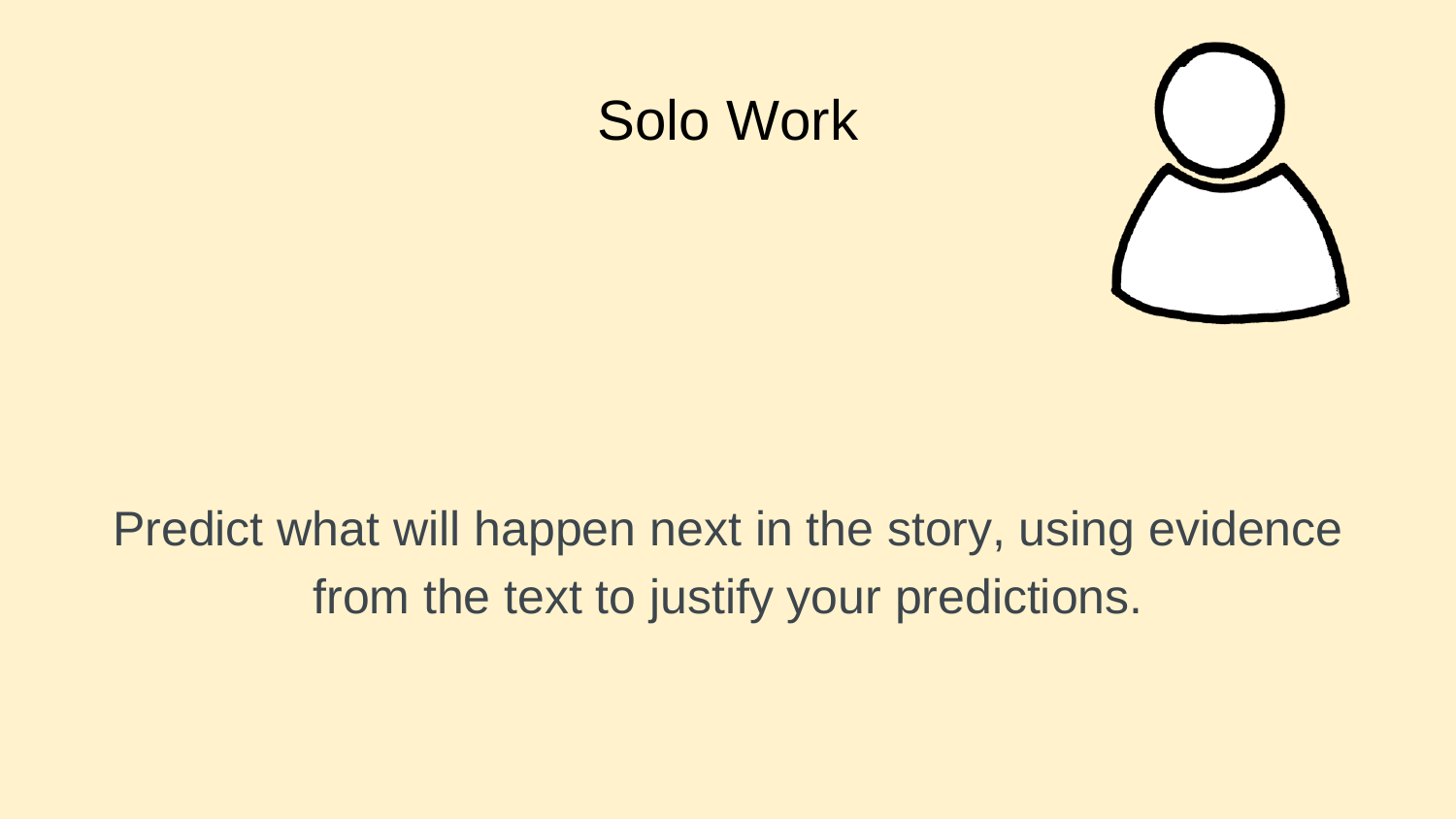# Solo Work

Predict what will happen next in the story, using evidence from the text to justify your predictions.